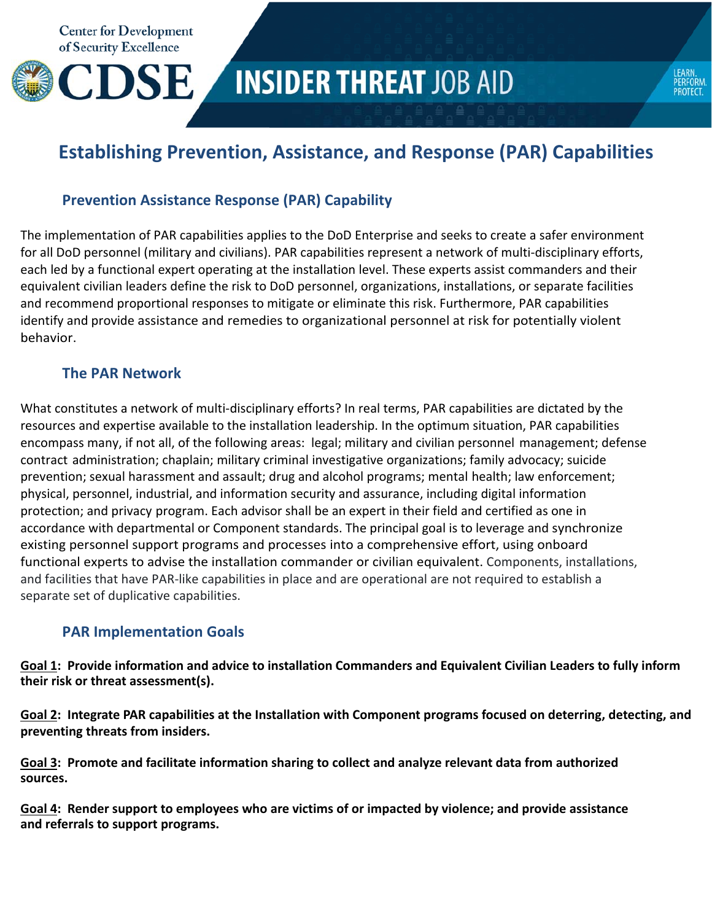Center for Development of Security Excellence

# CDSE INSIDER THREAT JOB AID

LEARN. PERFORM. PROTECT.

# Establishing Prevention, Assistance, and Response (PAR) Capabilities

## Prevention Assistance Response (PAR) Capability

The implementation of PAR capabilities applies to the DoD Enterprise and seeks to create a safer environment for all DoD personnel (military and civilians). PAR capabilities represent a network of multi-disciplinary efforts, each led by a functional expert operating at the installation level. These experts assist commanders and their equivalent civilian leaders define the risk to DoD personnel, organizations, installations, or separate facilities and recommend proportional responses to mitigate or eliminate this risk. Furthermore, PAR capabilities identify and provide assistance and remedies to organizational personnel at risk for potentially violent behavior.

## The PAR Network

What constitutes a network of multi-disciplinary efforts? In real terms, PAR capabilities are dictated by the resources and expertise available to the installation leadership. In the optimum situation, PAR capabilities encompass many, if not all, of the following areas: legal; military and civilian personnel management; defense contract administration; chaplain; military criminal investigative organizations; family advocacy; suicide prevention; sexual harassment and assault; drug and alcohol programs; mental health; law enforcement; physical, personnel, industrial, and information security and assurance, including digital information protection; and privacy program. Each advisor shall be an expert in their field and certified as one in accordance with departmental or Component standards. The principal goal is to leverage and synchronize existing personnel support programs and processes into a comprehensive effort, using onboard functional experts to advise the installation commander or civilian equivalent. Components, installations, and facilities that have PAR-like capabilities in place and are operational are not required to establish a separate set of duplicative capabilities.

## PAR Implementation Goals

**<u>Goal 1</u>: Provide information and advice to installation Commanders and Equivalent Civilian Leaders to fully inform their risk or threat assessment(s).**

**<u>Goal 2</u>: Integrate PAR capabilities at the Installation with Component programs focused on deterring, detecting, and preventing threats from insiders.**

**<u>Goal 3</u>: Promote and facilitate information sharing to collect and analyze relevant data from authorized sources.**

**<u>Goal 4</u>: Render support to employees who are victims of or impacted by violence; and provide assistance and referrals to support programs.**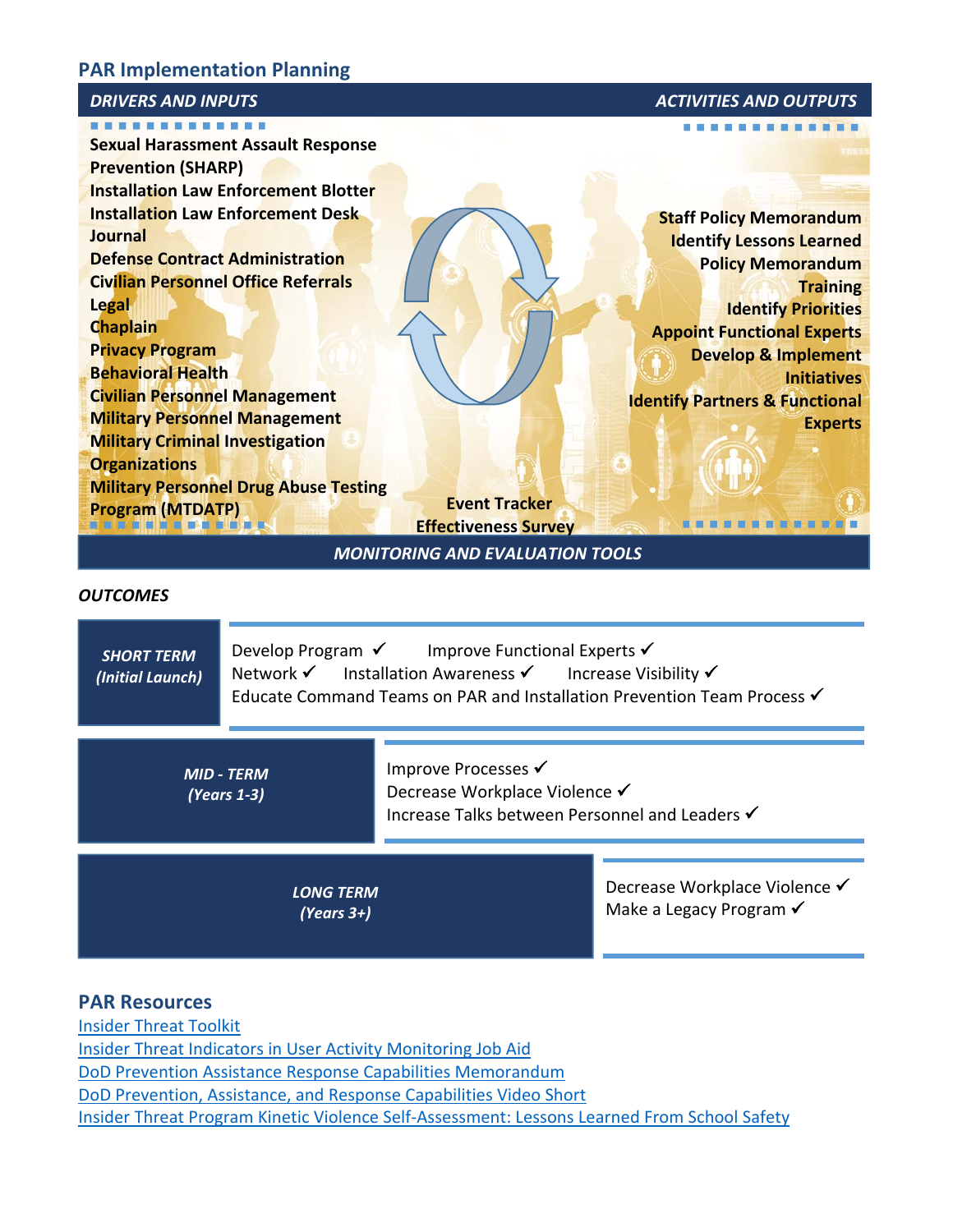## PAR Implementation Planning

### DRIVERS AND INPUTS

**Sexual Harassment Assault Response Prevention (SHARP)**
**Installation Law Enforcement Blotter**
**Installation Law Enforcement Desk Journal**
**Defense Contract Administration**
**Civilian Personnel Office Referrals**
**Legal**
**Chaplain**
**Privacy Program**
**Behavioral Health**
**Civilian Personnel Management**
**Military Personnel Management**
**Military Criminal Investigation Organizations**
**Military Personnel Drug Abuse Testing Program (MTDATP)**

### ACTIVITIES AND OUTPUTS

**Staff Policy Memorandum**
**Identify Lessons Learned**
**Policy Memorandum**
**Training**
**Identify Priorities**
**Appoint Functional Experts**
**Develop & Implement Initiatives**
**Identify Partners & Functional Experts**

**Event Tracker**
**Effectiveness Survey**

### MONITORING AND EVALUATION TOOLS

### *OUTCOMES*

| | |
|---|---|
| ***SHORT TERM (Initial Launch)*** | Develop Program ✓ Improve Functional Experts ✓ Network ✓ Installation Awareness ✓ Increase Visibility ✓ Educate Command Teams on PAR and Installation Prevention Team Process ✓ |
| ***MID - TERM (Years 1-3)*** | Improve Processes ✓ Decrease Workplace Violence ✓ Increase Talks between Personnel and Leaders ✓ |
| ***LONG TERM (Years 3+)*** | Decrease Workplace Violence ✓ Make a Legacy Program ✓ |

## PAR Resources

[Insider Threat Toolkit]
[Insider Threat Indicators in User Activity Monitoring Job Aid]
[DoD Prevention Assistance Response Capabilities Memorandum]
[DoD Prevention, Assistance, and Response Capabilities Video Short]
[Insider Threat Program Kinetic Violence Self-Assessment: Lessons Learned From School Safety]